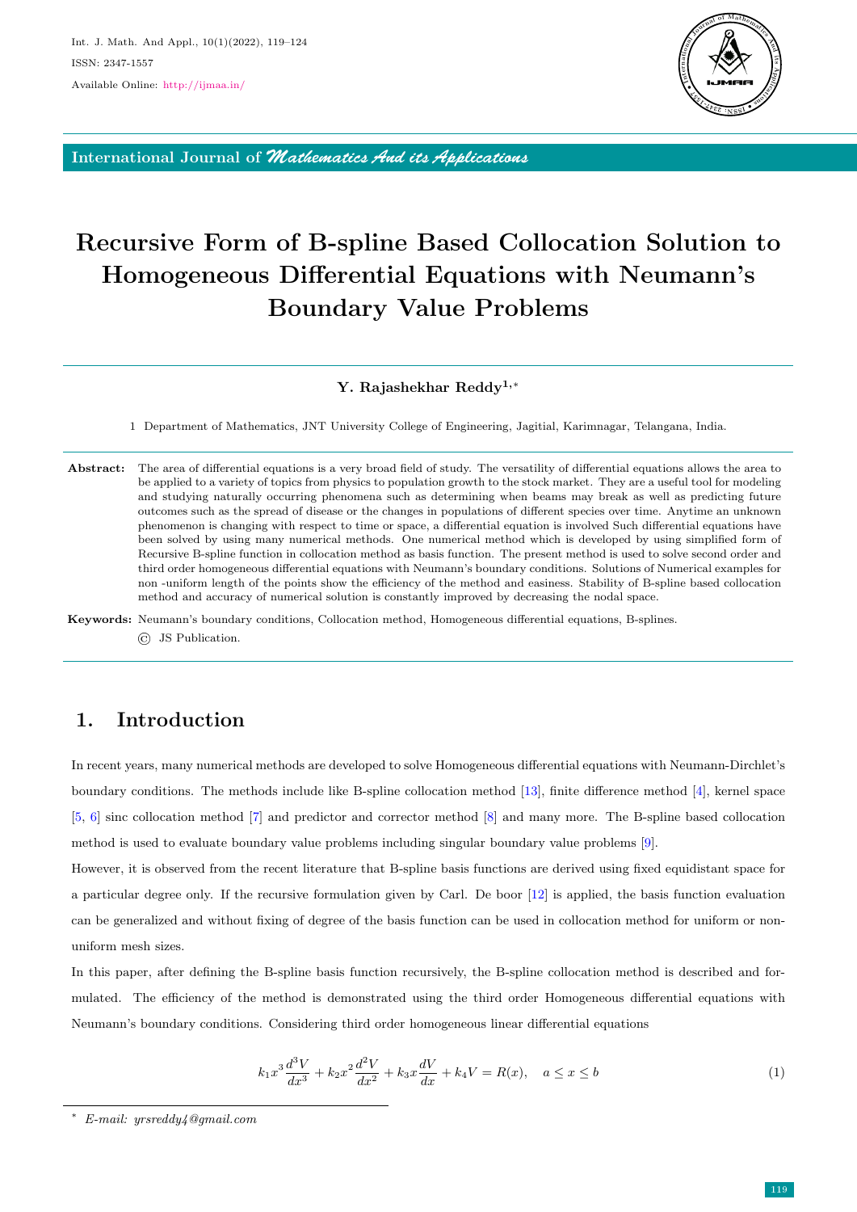# Recursive Form of B-spline Based Collocation Solution to Homogeneous Differential Equations with Neumann's Boundary Value Problems

**Y. Rajashekhar Reddy[1,*]**

1 Department of Mathematics, JNT University College of Engineering, Jagitial, Karimnagar, Telangana, India.

**Abstract:** The area of differential equations is a very broad field of study. The versatility of differential equations allows the area to be applied to a variety of topics from physics to population growth to the stock market. They are a useful tool for modeling and studying naturally occurring phenomena such as determining when beams may break as well as predicting future outcomes such as the spread of disease or the changes in populations of different species over time. Anytime an unknown phenomenon is changing with respect to time or space, a differential equation is involved Such differential equations have been solved by using many numerical methods. One numerical method which is developed by using simplified form of Recursive B-spline function in collocation method as basis function. The present method is used to solve second order and third order homogeneous differential equations with Neumann's boundary conditions. Solutions of Numerical examples for non -uniform length of the points show the efficiency of the method and easiness. Stability of B-spline based collocation method and accuracy of numerical solution is constantly improved by decreasing the nodal space.

**Keywords:** Neumann's boundary conditions, Collocation method, Homogeneous differential equations, B-splines.

© JS Publication.

## 1. Introduction

In recent years, many numerical methods are developed to solve Homogeneous differential equations with Neumann-Dirchlet's boundary conditions. The methods include like B-spline collocation method [13], finite difference method [4], kernel space [5, 6] sinc collocation method [7] and predictor and corrector method [8] and many more. The B-spline based collocation method is used to evaluate boundary value problems including singular boundary value problems [9].

However, it is observed from the recent literature that B-spline basis functions are derived using fixed equidistant space for a particular degree only. If the recursive formulation given by Carl. De boor [12] is applied, the basis function evaluation can be generalized and without fixing of degree of the basis function can be used in collocation method for uniform or non-uniform mesh sizes.

In this paper, after defining the B-spline basis function recursively, the B-spline collocation method is described and formulated. The efficiency of the method is demonstrated using the third order Homogeneous differential equations with Neumann's boundary conditions. Considering third order homogeneous linear differential equations

$$k_1 x^3 \frac{d^3V}{dx^3} + k_2 x^2 \frac{d^2V}{dx^2} + k_3 x \frac{dV}{dx} + k_4 V = R(x), \quad a \le x \le b \tag{1}$$

[*] E-mail: yrsreddy4@gmail.com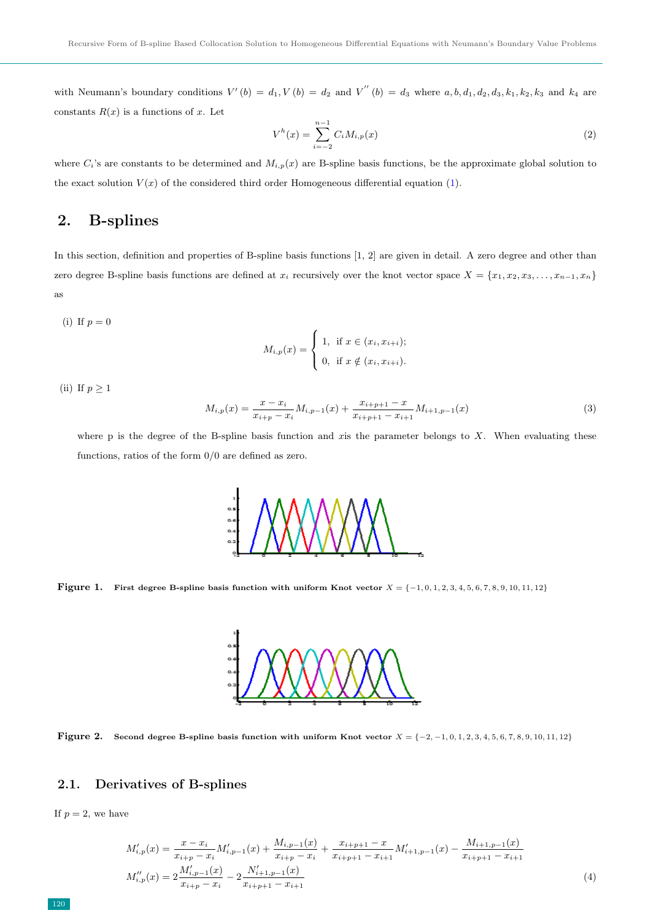with Neumann's boundary conditions $V'(b) = d_1, V(b) = d_2$ and $V''(b) = d_3$ where $a, b, d_1, d_2, d_3, k_1, k_2, k_3$ and $k_4$ are constants $R(x)$ is a functions of $x$. Let

$$V^h(x) = \sum_{i=-2}^{n-1} C_i M_{i,p}(x) \tag{2}$$

where $C_i$'s are constants to be determined and $M_{i,p}(x)$ are B-spline basis functions, be the approximate global solution to the exact solution $V(x)$ of the considered third order Homogeneous differential equation (1).

## 2. B-splines

In this section, definition and properties of B-spline basis functions [1, 2] are given in detail. A zero degree and other than zero degree B-spline basis functions are defined at $x_i$ recursively over the knot vector space $X = \{x_1, x_2, x_3, \ldots, x_{n-1}, x_n\}$ as

(i) If $p = 0$

$$M_{i,p}(x) = \begin{cases} 1, & \text{if } x \in (x_i, x_{i+i}); \\ 0, & \text{if } x \notin (x_i, x_{i+i}). \end{cases}$$

(ii) If $p \geq 1$

$$M_{i,p}(x) = \frac{x - x_i}{x_{i+p} - x_i} M_{i,p-1}(x) + \frac{x_{i+p+1} - x}{x_{i+p+1} - x_{i+1}} M_{i+1,p-1}(x) \tag{3}$$

where p is the degree of the B-spline basis function and $x$is the parameter belongs to $X$. When evaluating these functions, ratios of the form 0/0 are defined as zero.

**Figure 1.** First degree B-spline basis function with uniform Knot vector $X = \{-1, 0, 1, 2, 3, 4, 5, 6, 7, 8, 9, 10, 11, 12\}$

**Figure 2.** Second degree B-spline basis function with uniform Knot vector $X = \{-2, -1, 0, 1, 2, 3, 4, 5, 6, 7, 8, 9, 10, 11, 12\}$

### 2.1. Derivatives of B-splines

If $p = 2$, we have

$$\begin{aligned} M'_{i,p}(x) &= \frac{x - x_i}{x_{i+p} - x_i} M'_{i,p-1}(x) + \frac{M_{i,p-1}(x)}{x_{i+p} - x_i} + \frac{x_{i+p+1} - x}{x_{i+p+1} - x_{i+1}} M'_{i+1,p-1}(x) - \frac{M_{i+1,p-1}(x)}{x_{i+p+1} - x_{i+1}} \\ M''_{i,p}(x) &= 2\frac{M'_{i,p-1}(x)}{x_{i+p} - x_i} - 2\frac{N'_{i+1,p-1}(x)}{x_{i+p+1} - x_{i+1}} \end{aligned} \tag{4}$$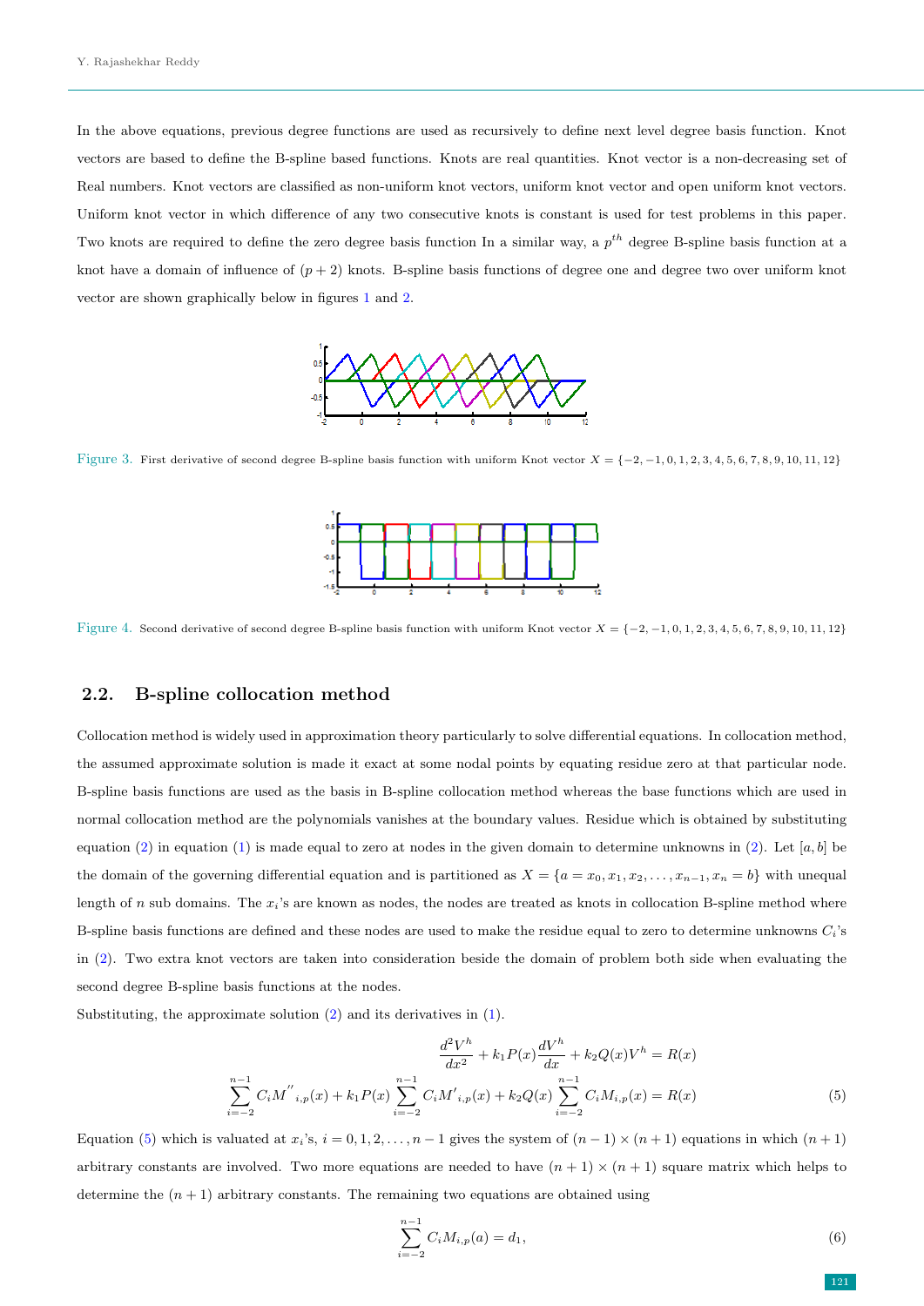In the above equations, previous degree functions are used as recursively to define next level degree basis function. Knot vectors are based to define the B-spline based functions. Knots are real quantities. Knot vector is a non-decreasing set of Real numbers. Knot vectors are classified as non-uniform knot vectors, uniform knot vector and open uniform knot vectors. Uniform knot vector in which difference of any two consecutive knots is constant is used for test problems in this paper. Two knots are required to define the zero degree basis function In a similar way, a $p^{th}$ degree B-spline basis function at a knot have a domain of influence of $(p+2)$ knots. B-spline basis functions of degree one and degree two over uniform knot vector are shown graphically below in figures 1 and 2.

Figure 3. First derivative of second degree B-spline basis function with uniform Knot vector $X = \{-2, -1, 0, 1, 2, 3, 4, 5, 6, 7, 8, 9, 10, 11, 12\}$

Figure 4. Second derivative of second degree B-spline basis function with uniform Knot vector $X = \{-2, -1, 0, 1, 2, 3, 4, 5, 6, 7, 8, 9, 10, 11, 12\}$

## 2.2. B-spline collocation method

Collocation method is widely used in approximation theory particularly to solve differential equations. In collocation method, the assumed approximate solution is made it exact at some nodal points by equating residue zero at that particular node. B-spline basis functions are used as the basis in B-spline collocation method whereas the base functions which are used in normal collocation method are the polynomials vanishes at the boundary values. Residue which is obtained by substituting equation (2) in equation (1) is made equal to zero at nodes in the given domain to determine unknowns in (2). Let $[a, b]$ be the domain of the governing differential equation and is partitioned as $X = \{a = x_0, x_1, x_2, \dots, x_{n-1}, x_n = b\}$ with unequal length of $n$ sub domains. The $x_i$'s are known as nodes, the nodes are treated as knots in collocation B-spline method where B-spline basis functions are defined and these nodes are used to make the residue equal to zero to determine unknowns $C_i$'s in (2). Two extra knot vectors are taken into consideration beside the domain of problem both side when evaluating the second degree B-spline basis functions at the nodes.

Substituting, the approximate solution (2) and its derivatives in (1).

$$\frac{d^2V^h}{dx^2} + k_1 P(x)\frac{dV^h}{dx} + k_2 Q(x)V^h = R(x)$$

$$\sum_{i=-2}^{n-1} C_i M''_{i,p}(x) + k_1 P(x) \sum_{i=-2}^{n-1} C_i M'_{i,p}(x) + k_2 Q(x) \sum_{i=-2}^{n-1} C_i M_{i,p}(x) = R(x) \tag{5}$$

Equation (5) which is valuated at $x_i$'s, $i = 0, 1, 2, \dots, n-1$ gives the system of $(n-1) \times (n+1)$ equations in which $(n+1)$ arbitrary constants are involved. Two more equations are needed to have $(n+1) \times (n+1)$ square matrix which helps to determine the $(n+1)$ arbitrary constants. The remaining two equations are obtained using

$$\sum_{i=-2}^{n-1} C_i M_{i,p}(a) = d_1, \tag{6}$$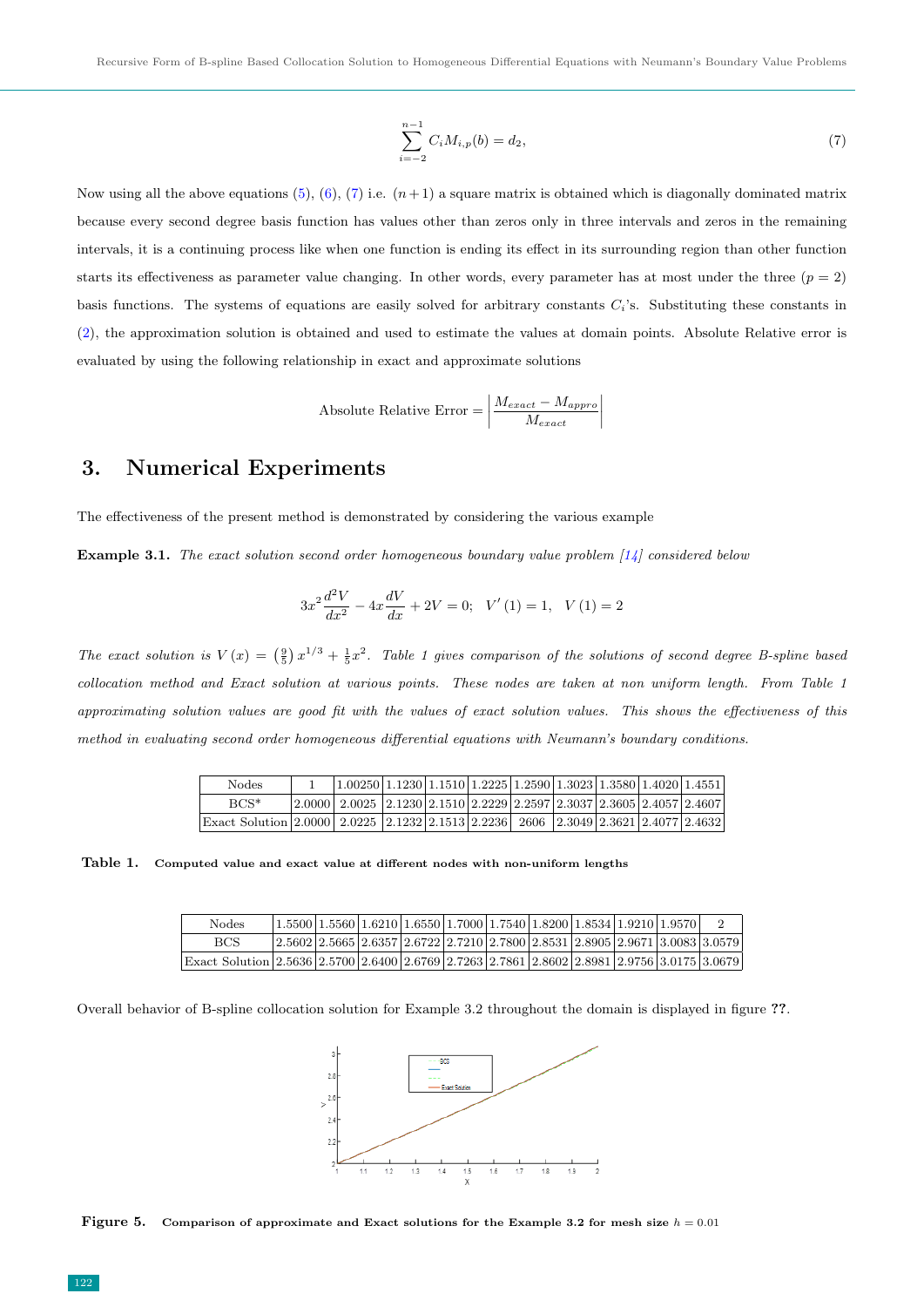$$\sum_{i=-2}^{n-1} C_i M_{i,p}(b) = d_2, \tag{7}$$

Now using all the above equations (5), (6), (7) i.e. $(n+1)$ a square matrix is obtained which is diagonally dominated matrix because every second degree basis function has values other than zeros only in three intervals and zeros in the remaining intervals, it is a continuing process like when one function is ending its effect in its surrounding region than other function starts its effectiveness as parameter value changing. In other words, every parameter has at most under the three $(p = 2)$ basis functions. The systems of equations are easily solved for arbitrary constants $C_i$'s. Substituting these constants in (2), the approximation solution is obtained and used to estimate the values at domain points. Absolute Relative error is evaluated by using the following relationship in exact and approximate solutions

$$\text{Absolute Relative Error} = \left| \frac{M_{exact} - M_{appro}}{M_{exact}} \right|$$

## 3. Numerical Experiments

The effectiveness of the present method is demonstrated by considering the various example

**Example 3.1.** *The exact solution second order homogeneous boundary value problem [14] considered below*

$$3x^2 \frac{d^2V}{dx^2} - 4x\frac{dV}{dx} + 2V = 0; \quad V'(1) = 1, \quad V(1) = 2$$

*The exact solution is $V(x) = \left(\frac{9}{5}\right) x^{1/3} + \frac{1}{5}x^2$. Table 1 gives comparison of the solutions of second degree B-spline based collocation method and Exact solution at various points. These nodes are taken at non uniform length. From Table 1 approximating solution values are good fit with the values of exact solution values. This shows the effectiveness of this method in evaluating second order homogeneous differential equations with Neumann's boundary conditions.*

| Nodes | 1 | 1.00250 | 1.1230 | 1.1510 | 1.2225 | 1.2590 | 1.3023 | 1.3580 | 1.4020 | 1.4551 |
|---|---|---|---|---|---|---|---|---|---|---|
| BCS* | 2.0000 | 2.0025 | 2.1230 | 2.1510 | 2.2229 | 2.2597 | 2.3037 | 2.3605 | 2.4057 | 2.4607 |
| Exact Solution | 2.0000 | 2.0225 | 2.1232 | 2.1513 | 2.2236 | 2606 | 2.3049 | 2.3621 | 2.4077 | 2.4632 |

| Nodes | 1.5500 | 1.5560 | 1.6210 | 1.6550 | 1.7000 | 1.7540 | 1.8200 | 1.8534 | 1.9210 | 1.9570 | 2 |
|---|---|---|---|---|---|---|---|---|---|---|---|
| BCS | 2.5602 | 2.5665 | 2.6357 | 2.6722 | 2.7210 | 2.7800 | 2.8531 | 2.8905 | 2.9671 | 3.0083 | 3.0579 |
| Exact Solution | 2.5636 | 2.5700 | 2.6400 | 2.6769 | 2.7263 | 2.7861 | 2.8602 | 2.8981 | 2.9756 | 3.0175 | 3.0679 |

**Table 1.** **Computed value and exact value at different nodes with non-uniform lengths**

Overall behavior of B-spline collocation solution for Example 3.2 throughout the domain is displayed in figure **??**.

**Figure 5.** **Comparison of approximate and Exact solutions for the Example 3.2 for mesh size** $h = 0.01$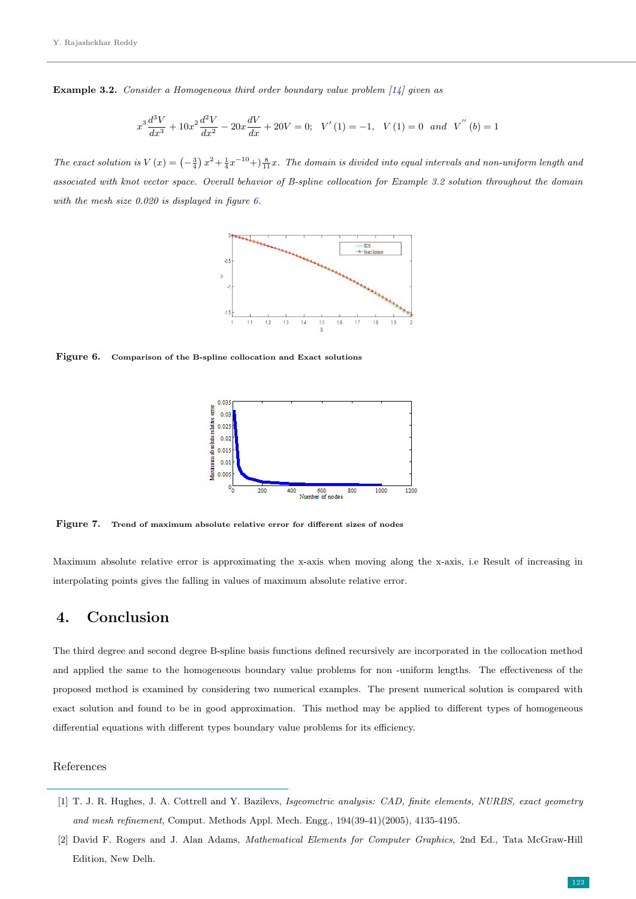**Example 3.2.** *Consider a Homogeneous third order boundary value problem [14] given as*

$$x^3\frac{d^3V}{dx^3} + 10x^2\frac{d^2V}{dx^2} - 20x\frac{dV}{dx} + 20V = 0; \quad V'(1) = -1, \quad V(1) = 0 \ \text{ and } \ V''(b) = 1$$

*The exact solution is* $V(x) = \left(-\frac{3}{4}\right)x^2 + \frac{1}{4}x^{-10} + )\frac{8}{11}x$. *The domain is divided into equal intervals and non-uniform length and associated with knot vector space. Overall behavior of B-spline collocation for Example 3.2 solution throughout the domain with the mesh size 0.020 is displayed in figure 6.*

**Figure 6.** **Comparison of the B-spline collocation and Exact solutions**

**Figure 7.** **Trend of maximum absolute relative error for different sizes of nodes**

Maximum absolute relative error is approximating the x-axis when moving along the x-axis, i.e Result of increasing in interpolating points gives the falling in values of maximum absolute relative error.

## 4. Conclusion

The third degree and second degree B-spline basis functions defined recursively are incorporated in the collocation method and applied the same to the homogeneous boundary value problems for non -uniform lengths. The effectiveness of the proposed method is examined by considering two numerical examples. The present numerical solution is compared with exact solution and found to be in good approximation. This method may be applied to different types of homogeneous differential equations with different types boundary value problems for its efficiency.

## References

[1] T. J. R. Hughes, J. A. Cottrell and Y. Bazilevs, *Isgeometric analysis: CAD, finite elements, NURBS, exact geometry and mesh refinement*, Comput. Methods Appl. Mech. Engg., 194(39-41)(2005), 4135-4195.

[2] David F. Rogers and J. Alan Adams, *Mathematical Elements for Computer Graphics*, 2nd Ed., Tata McGraw-Hill Edition, New Delh.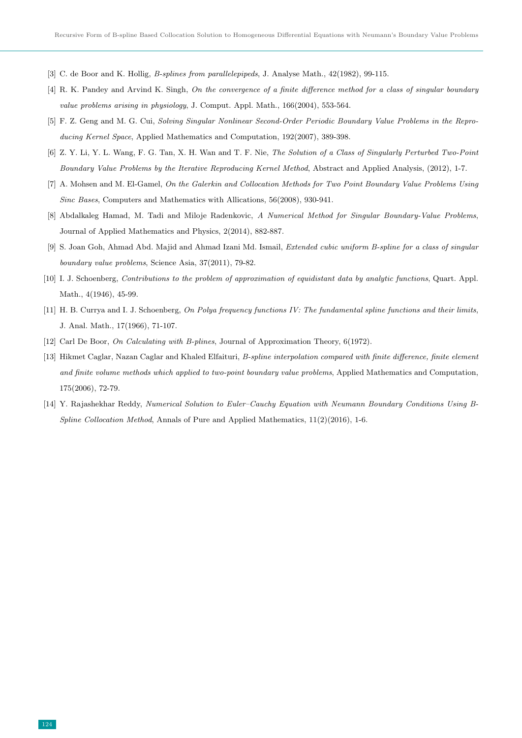[3] C. de Boor and K. Hollig, *B-splines from parallelepipeds*, J. Analyse Math., 42(1982), 99-115.

[4] R. K. Pandey and Arvind K. Singh, *On the convergence of a finite difference method for a class of singular boundary value problems arising in physiology*, J. Comput. Appl. Math., 166(2004), 553-564.

[5] F. Z. Geng and M. G. Cui, *Solving Singular Nonlinear Second-Order Periodic Boundary Value Problems in the Reproducing Kernel Space*, Applied Mathematics and Computation, 192(2007), 389-398.

[6] Z. Y. Li, Y. L. Wang, F. G. Tan, X. H. Wan and T. F. Nie, *The Solution of a Class of Singularly Perturbed Two-Point Boundary Value Problems by the Iterative Reproducing Kernel Method*, Abstract and Applied Analysis, (2012), 1-7.

[7] A. Mohsen and M. El-Gamel, *On the Galerkin and Collocation Methods for Two Point Boundary Value Problems Using Sinc Bases*, Computers and Mathematics with Allications, 56(2008), 930-941.

[8] Abdalkaleg Hamad, M. Tadi and Miloje Radenkovic, *A Numerical Method for Singular Boundary-Value Problems*, Journal of Applied Mathematics and Physics, 2(2014), 882-887.

[9] S. Joan Goh, Ahmad Abd. Majid and Ahmad Izani Md. Ismail, *Extended cubic uniform B-spline for a class of singular boundary value problems*, Science Asia, 37(2011), 79-82.

[10] I. J. Schoenberg, *Contributions to the problem of approximation of equidistant data by analytic functions*, Quart. Appl. Math., 4(1946), 45-99.

[11] H. B. Currya and I. J. Schoenberg, *On Polya frequency functions IV: The fundamental spline functions and their limits*, J. Anal. Math., 17(1966), 71-107.

[12] Carl De Boor, *On Calculating with B-plines*, Journal of Approximation Theory, 6(1972).

[13] Hikmet Caglar, Nazan Caglar and Khaled Elfaituri, *B-spline interpolation compared with finite difference, finite element and finite volume methods which applied to two-point boundary value problems*, Applied Mathematics and Computation, 175(2006), 72-79.

[14] Y. Rajashekhar Reddy, *Numerical Solution to Euler–Cauchy Equation with Neumann Boundary Conditions Using B-Spline Collocation Method*, Annals of Pure and Applied Mathematics, 11(2)(2016), 1-6.